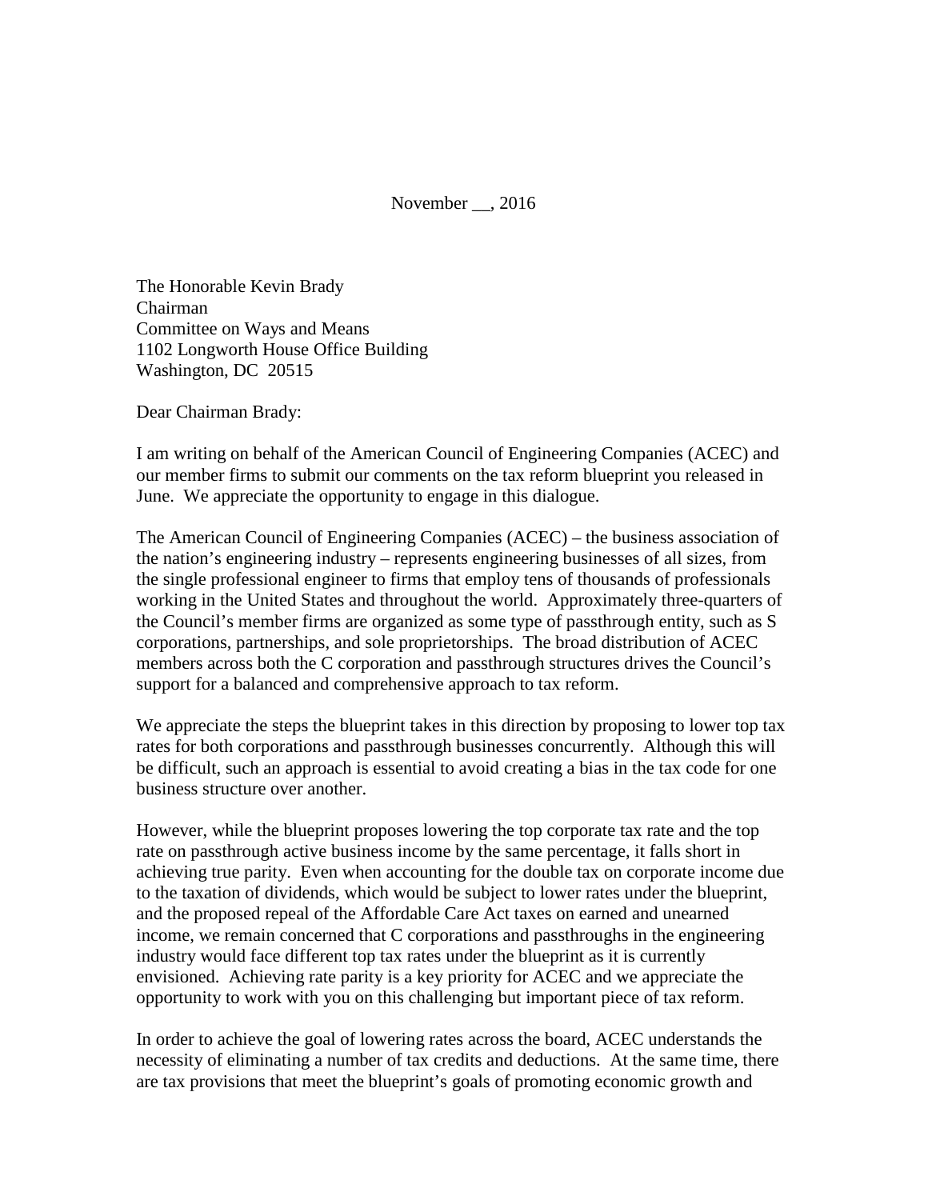November __, 2016

The Honorable Kevin Brady
Chairman
Committee on Ways and Means
1102 Longworth House Office Building
Washington, DC 20515

Dear Chairman Brady:

I am writing on behalf of the American Council of Engineering Companies (ACEC) and our member firms to submit our comments on the tax reform blueprint you released in June. We appreciate the opportunity to engage in this dialogue.

The American Council of Engineering Companies (ACEC) – the business association of the nation's engineering industry – represents engineering businesses of all sizes, from the single professional engineer to firms that employ tens of thousands of professionals working in the United States and throughout the world. Approximately three-quarters of the Council's member firms are organized as some type of passthrough entity, such as S corporations, partnerships, and sole proprietorships. The broad distribution of ACEC members across both the C corporation and passthrough structures drives the Council's support for a balanced and comprehensive approach to tax reform.

We appreciate the steps the blueprint takes in this direction by proposing to lower top tax rates for both corporations and passthrough businesses concurrently. Although this will be difficult, such an approach is essential to avoid creating a bias in the tax code for one business structure over another.

However, while the blueprint proposes lowering the top corporate tax rate and the top rate on passthrough active business income by the same percentage, it falls short in achieving true parity. Even when accounting for the double tax on corporate income due to the taxation of dividends, which would be subject to lower rates under the blueprint, and the proposed repeal of the Affordable Care Act taxes on earned and unearned income, we remain concerned that C corporations and passthroughs in the engineering industry would face different top tax rates under the blueprint as it is currently envisioned. Achieving rate parity is a key priority for ACEC and we appreciate the opportunity to work with you on this challenging but important piece of tax reform.

In order to achieve the goal of lowering rates across the board, ACEC understands the necessity of eliminating a number of tax credits and deductions. At the same time, there are tax provisions that meet the blueprint's goals of promoting economic growth and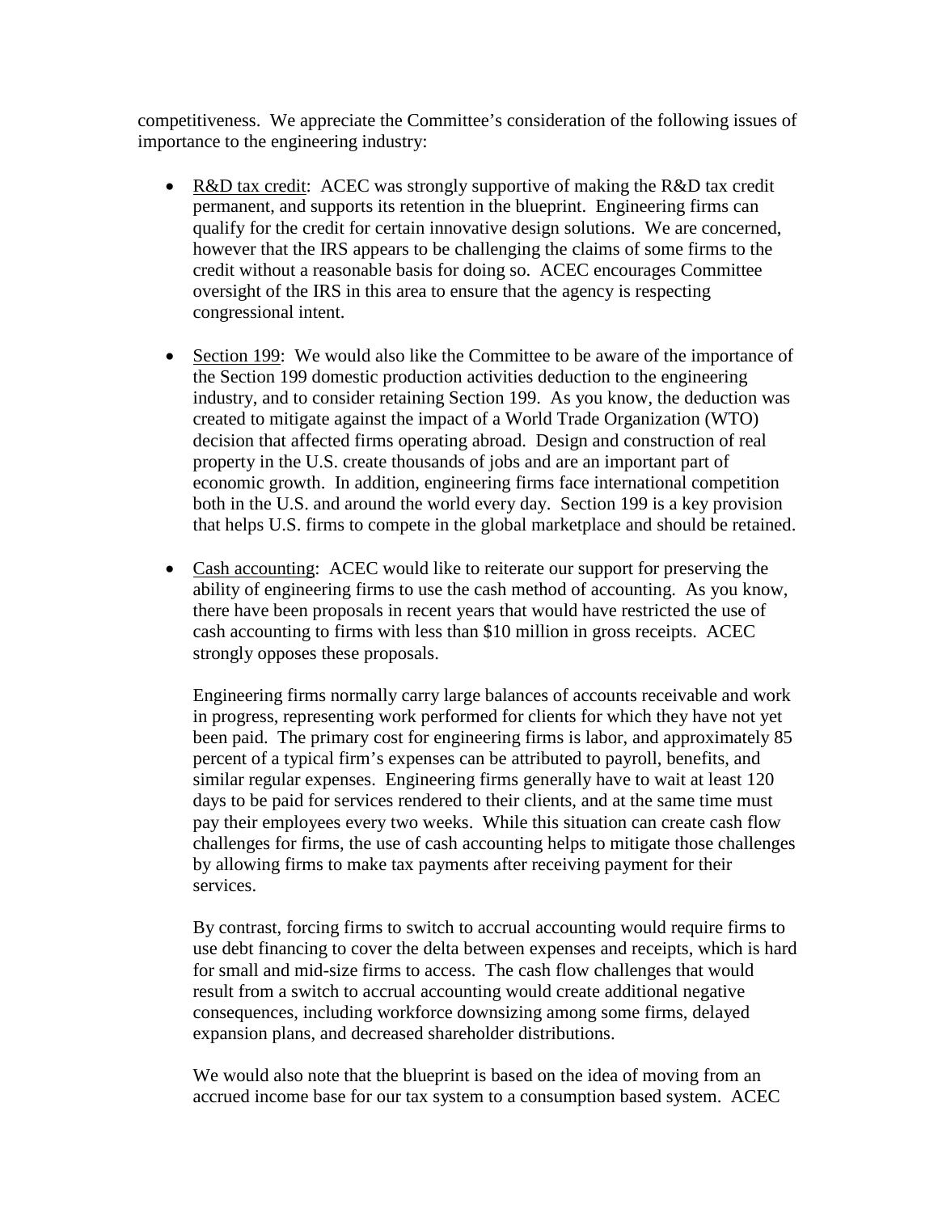competitiveness. We appreciate the Committee's consideration of the following issues of importance to the engineering industry:

- R&D tax credit: ACEC was strongly supportive of making the R&D tax credit permanent, and supports its retention in the blueprint. Engineering firms can qualify for the credit for certain innovative design solutions. We are concerned, however that the IRS appears to be challenging the claims of some firms to the credit without a reasonable basis for doing so. ACEC encourages Committee oversight of the IRS in this area to ensure that the agency is respecting congressional intent.

- Section 199: We would also like the Committee to be aware of the importance of the Section 199 domestic production activities deduction to the engineering industry, and to consider retaining Section 199. As you know, the deduction was created to mitigate against the impact of a World Trade Organization (WTO) decision that affected firms operating abroad. Design and construction of real property in the U.S. create thousands of jobs and are an important part of economic growth. In addition, engineering firms face international competition both in the U.S. and around the world every day. Section 199 is a key provision that helps U.S. firms to compete in the global marketplace and should be retained.

- Cash accounting: ACEC would like to reiterate our support for preserving the ability of engineering firms to use the cash method of accounting. As you know, there have been proposals in recent years that would have restricted the use of cash accounting to firms with less than $10 million in gross receipts. ACEC strongly opposes these proposals.

  Engineering firms normally carry large balances of accounts receivable and work in progress, representing work performed for clients for which they have not yet been paid. The primary cost for engineering firms is labor, and approximately 85 percent of a typical firm's expenses can be attributed to payroll, benefits, and similar regular expenses. Engineering firms generally have to wait at least 120 days to be paid for services rendered to their clients, and at the same time must pay their employees every two weeks. While this situation can create cash flow challenges for firms, the use of cash accounting helps to mitigate those challenges by allowing firms to make tax payments after receiving payment for their services.

  By contrast, forcing firms to switch to accrual accounting would require firms to use debt financing to cover the delta between expenses and receipts, which is hard for small and mid-size firms to access. The cash flow challenges that would result from a switch to accrual accounting would create additional negative consequences, including workforce downsizing among some firms, delayed expansion plans, and decreased shareholder distributions.

  We would also note that the blueprint is based on the idea of moving from an accrued income base for our tax system to a consumption based system. ACEC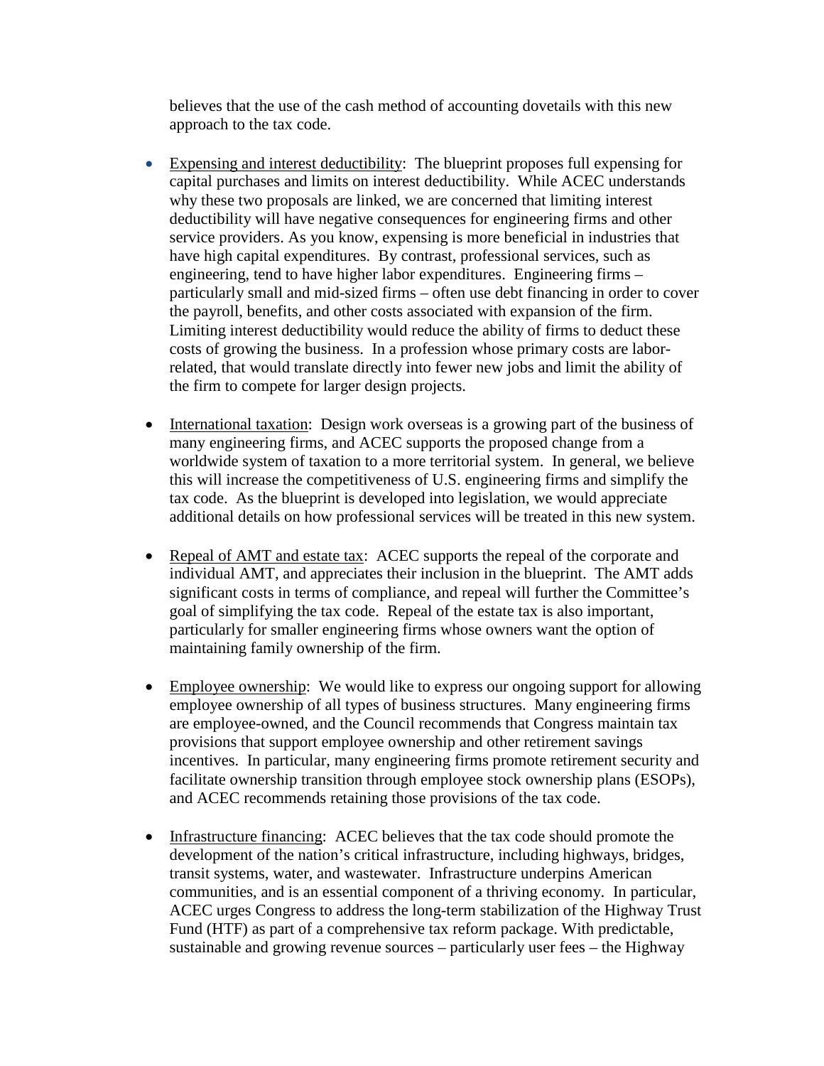believes that the use of the cash method of accounting dovetails with this new approach to the tax code.

- Expensing and interest deductibility: The blueprint proposes full expensing for capital purchases and limits on interest deductibility. While ACEC understands why these two proposals are linked, we are concerned that limiting interest deductibility will have negative consequences for engineering firms and other service providers. As you know, expensing is more beneficial in industries that have high capital expenditures. By contrast, professional services, such as engineering, tend to have higher labor expenditures. Engineering firms – particularly small and mid-sized firms – often use debt financing in order to cover the payroll, benefits, and other costs associated with expansion of the firm. Limiting interest deductibility would reduce the ability of firms to deduct these costs of growing the business. In a profession whose primary costs are labor-related, that would translate directly into fewer new jobs and limit the ability of the firm to compete for larger design projects.

- International taxation: Design work overseas is a growing part of the business of many engineering firms, and ACEC supports the proposed change from a worldwide system of taxation to a more territorial system. In general, we believe this will increase the competitiveness of U.S. engineering firms and simplify the tax code. As the blueprint is developed into legislation, we would appreciate additional details on how professional services will be treated in this new system.

- Repeal of AMT and estate tax: ACEC supports the repeal of the corporate and individual AMT, and appreciates their inclusion in the blueprint. The AMT adds significant costs in terms of compliance, and repeal will further the Committee's goal of simplifying the tax code. Repeal of the estate tax is also important, particularly for smaller engineering firms whose owners want the option of maintaining family ownership of the firm.

- Employee ownership: We would like to express our ongoing support for allowing employee ownership of all types of business structures. Many engineering firms are employee-owned, and the Council recommends that Congress maintain tax provisions that support employee ownership and other retirement savings incentives. In particular, many engineering firms promote retirement security and facilitate ownership transition through employee stock ownership plans (ESOPs), and ACEC recommends retaining those provisions of the tax code.

- Infrastructure financing: ACEC believes that the tax code should promote the development of the nation's critical infrastructure, including highways, bridges, transit systems, water, and wastewater. Infrastructure underpins American communities, and is an essential component of a thriving economy. In particular, ACEC urges Congress to address the long-term stabilization of the Highway Trust Fund (HTF) as part of a comprehensive tax reform package. With predictable, sustainable and growing revenue sources – particularly user fees – the Highway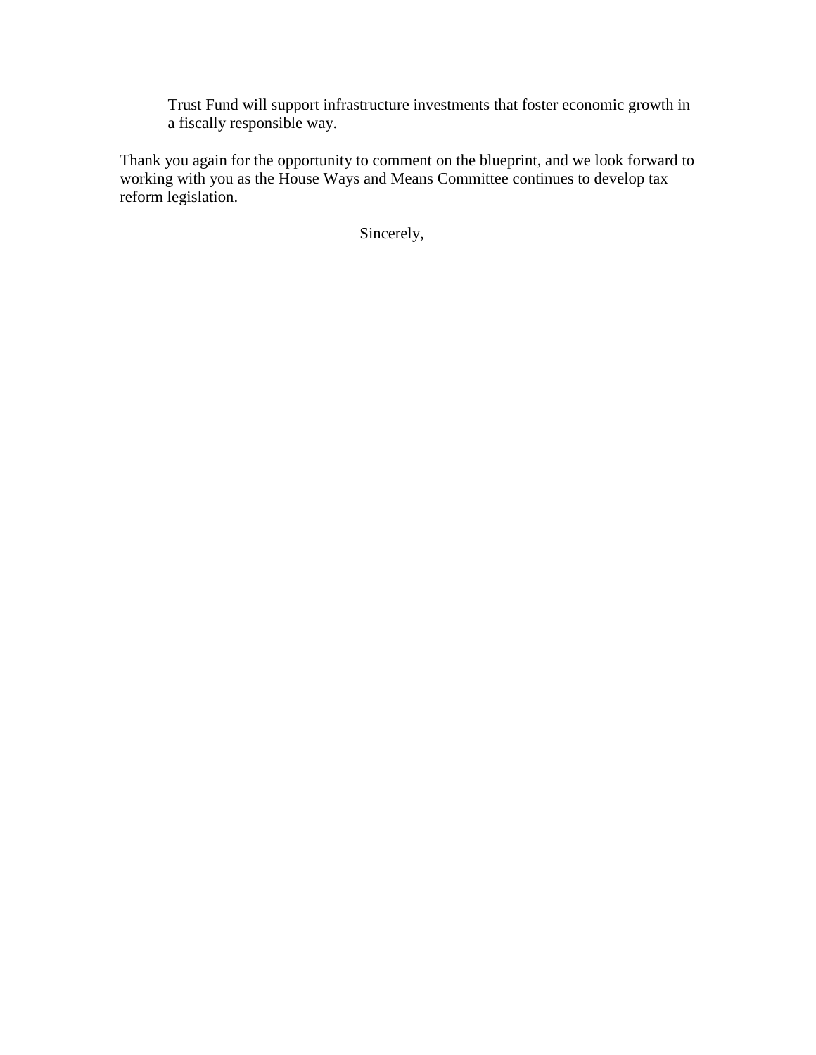Trust Fund will support infrastructure investments that foster economic growth in a fiscally responsible way.

Thank you again for the opportunity to comment on the blueprint, and we look forward to working with you as the House Ways and Means Committee continues to develop tax reform legislation.

Sincerely,